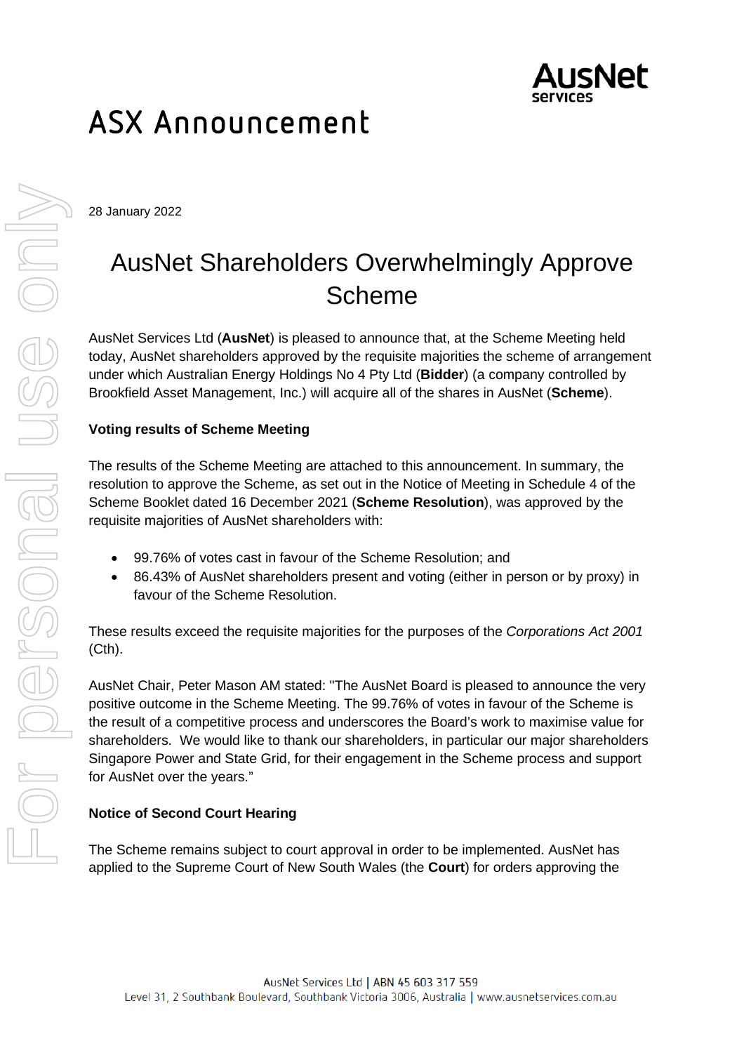# ASX Announcement

28 January 2022

## AusNet Shareholders Overwhelmingly Approve Scheme

AusNet Services Ltd (**AusNet**) is pleased to announce that, at the Scheme Meeting held today, AusNet shareholders approved by the requisite majorities the scheme of arrangement under which Australian Energy Holdings No 4 Pty Ltd (**Bidder**) (a company controlled by Brookfield Asset Management, Inc.) will acquire all of the shares in AusNet (**Scheme**).

**Voting results of Scheme Meeting**

The results of the Scheme Meeting are attached to this announcement. In summary, the resolution to approve the Scheme, as set out in the Notice of Meeting in Schedule 4 of the Scheme Booklet dated 16 December 2021 (**Scheme Resolution**), was approved by the requisite majorities of AusNet shareholders with:

- 99.76% of votes cast in favour of the Scheme Resolution; and
- 86.43% of AusNet shareholders present and voting (either in person or by proxy) in favour of the Scheme Resolution.

These results exceed the requisite majorities for the purposes of the *Corporations Act 2001* (Cth).

AusNet Chair, Peter Mason AM stated: "The AusNet Board is pleased to announce the very positive outcome in the Scheme Meeting. The 99.76% of votes in favour of the Scheme is the result of a competitive process and underscores the Board's work to maximise value for shareholders. We would like to thank our shareholders, in particular our major shareholders Singapore Power and State Grid, for their engagement in the Scheme process and support for AusNet over the years."

**Notice of Second Court Hearing**

The Scheme remains subject to court approval in order to be implemented. AusNet has applied to the Supreme Court of New South Wales (the **Court**) for orders approving the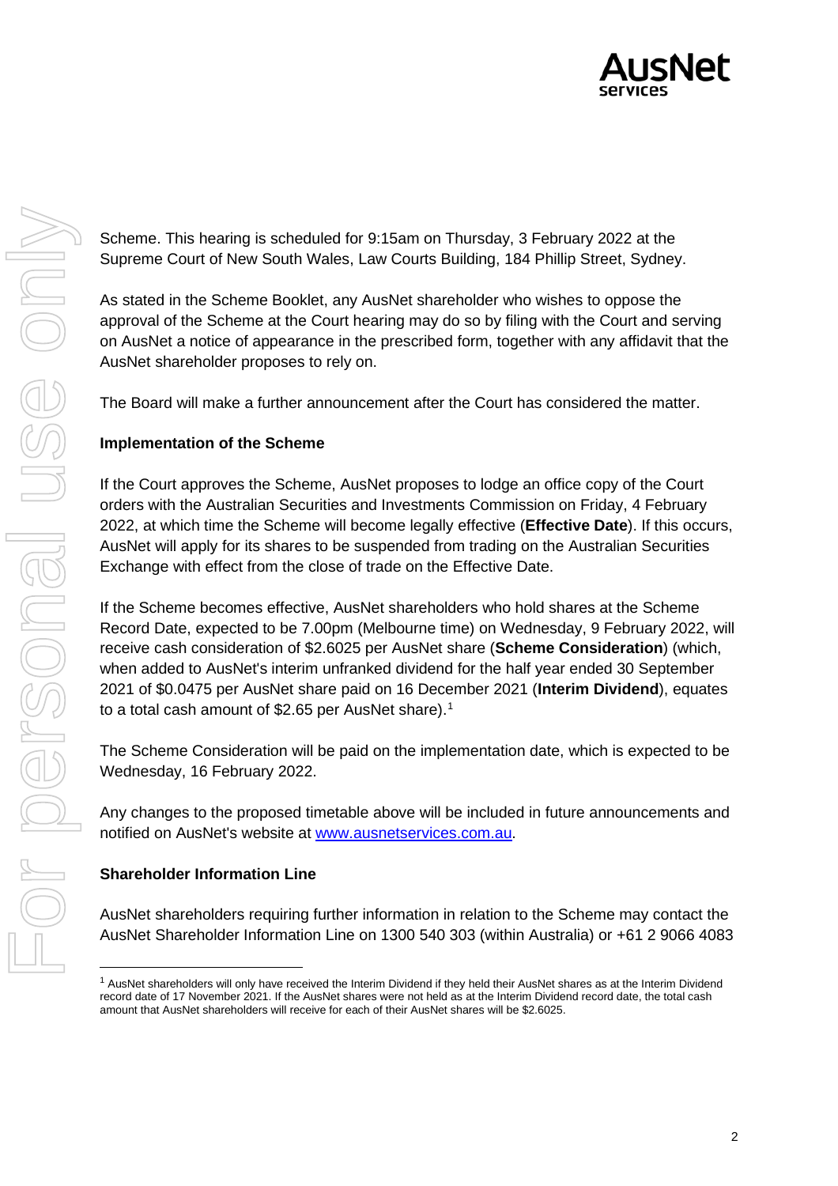Scheme. This hearing is scheduled for 9:15am on Thursday, 3 February 2022 at the Supreme Court of New South Wales, Law Courts Building, 184 Phillip Street, Sydney.

As stated in the Scheme Booklet, any AusNet shareholder who wishes to oppose the approval of the Scheme at the Court hearing may do so by filing with the Court and serving on AusNet a notice of appearance in the prescribed form, together with any affidavit that the AusNet shareholder proposes to rely on.

The Board will make a further announcement after the Court has considered the matter.

**Implementation of the Scheme**

If the Court approves the Scheme, AusNet proposes to lodge an office copy of the Court orders with the Australian Securities and Investments Commission on Friday, 4 February 2022, at which time the Scheme will become legally effective (**Effective Date**). If this occurs, AusNet will apply for its shares to be suspended from trading on the Australian Securities Exchange with effect from the close of trade on the Effective Date.

If the Scheme becomes effective, AusNet shareholders who hold shares at the Scheme Record Date, expected to be 7.00pm (Melbourne time) on Wednesday, 9 February 2022, will receive cash consideration of $2.6025 per AusNet share (**Scheme Consideration**) (which, when added to AusNet's interim unfranked dividend for the half year ended 30 September 2021 of $0.0475 per AusNet share paid on 16 December 2021 (**Interim Dividend**), equates to a total cash amount of $2.65 per AusNet share).[1]

The Scheme Consideration will be paid on the implementation date, which is expected to be Wednesday, 16 February 2022.

Any changes to the proposed timetable above will be included in future announcements and notified on AusNet's website at www.ausnetservices.com.au.

**Shareholder Information Line**

AusNet shareholders requiring further information in relation to the Scheme may contact the AusNet Shareholder Information Line on 1300 540 303 (within Australia) or +61 2 9066 4083

[1] AusNet shareholders will only have received the Interim Dividend if they held their AusNet shares as at the Interim Dividend record date of 17 November 2021. If the AusNet shares were not held as at the Interim Dividend record date, the total cash amount that AusNet shareholders will receive for each of their AusNet shares will be $2.6025.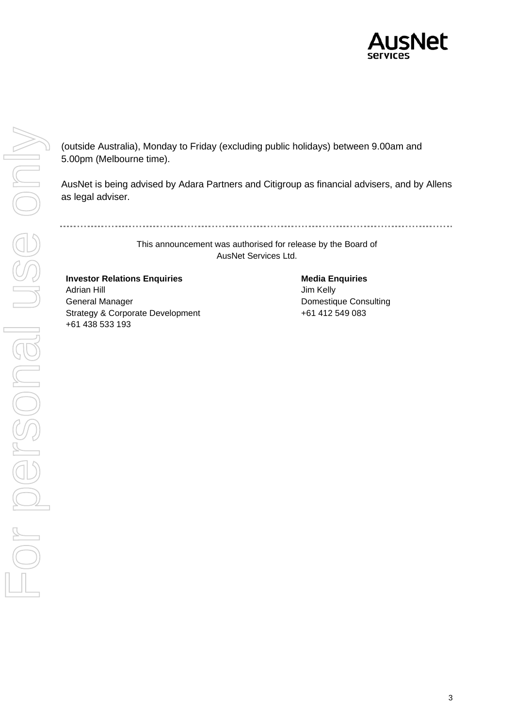(outside Australia), Monday to Friday (excluding public holidays) between 9.00am and 5.00pm (Melbourne time).

AusNet is being advised by Adara Partners and Citigroup as financial advisers, and by Allens as legal adviser.

---

This announcement was authorised for release by the Board of AusNet Services Ltd.

**Investor Relations Enquiries**
Adrian Hill
General Manager
Strategy & Corporate Development
+61 438 533 193

**Media Enquiries**
Jim Kelly
Domestique Consulting
+61 412 549 083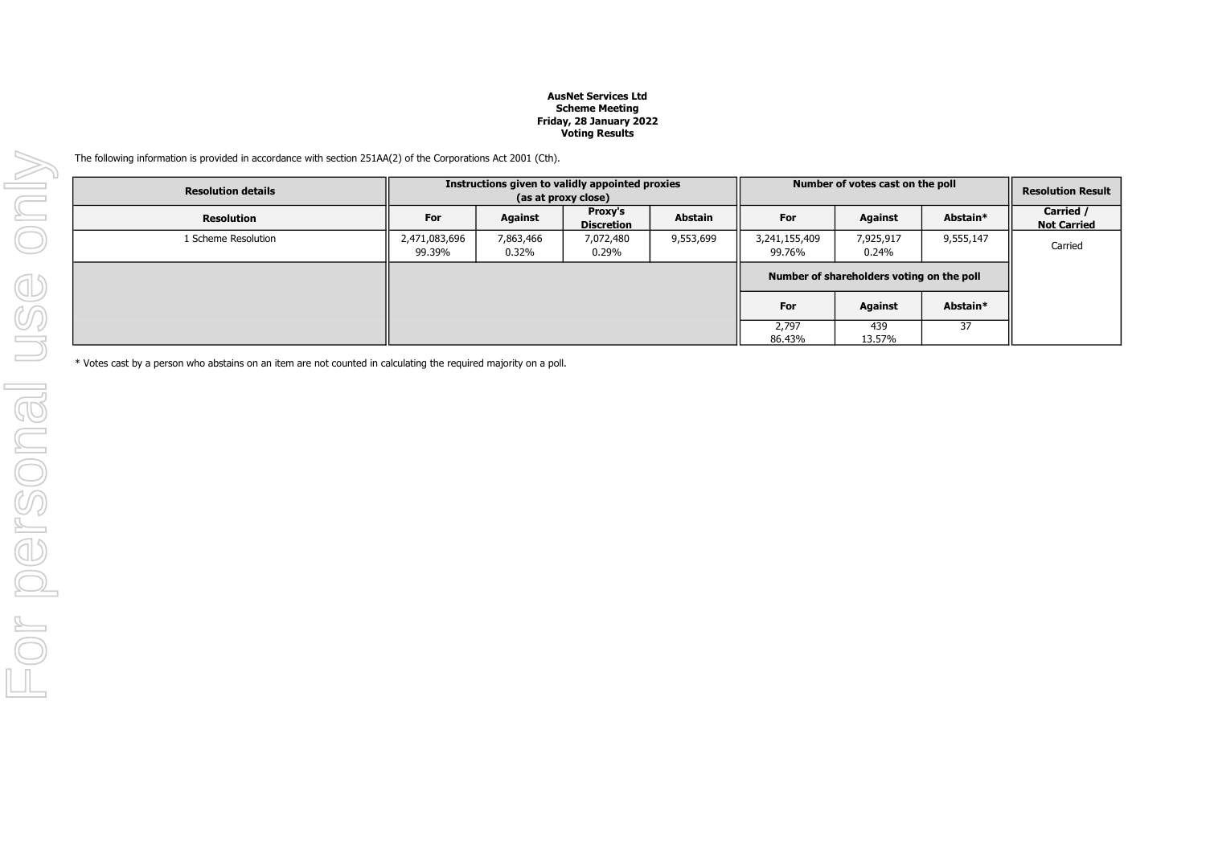**AusNet Services Ltd**
**Scheme Meeting**
**Friday, 28 January 2022**
**Voting Results**

The following information is provided in accordance with section 251AA(2) of the Corporations Act 2001 (Cth).

| Resolution details | Instructions given to validly appointed proxies (as at proxy close) | | | | Number of votes cast on the poll | | | Resolution Result |
|---|---|---|---|---|---|---|---|---|
| **Resolution** | **For** | **Against** | **Proxy's Discretion** | **Abstain** | **For** | **Against** | **Abstain*** | **Carried / Not Carried** |
| 1 Scheme Resolution | 2,471,083,696 99.39% | 7,863,466 0.32% | 7,072,480 0.29% | 9,553,699 | 3,241,155,409 99.76% | 7,925,917 0.24% | 9,555,147 | Carried |
| | | | | | **Number of shareholders voting on the poll** | | | |
| | | | | | **For** | **Against** | **Abstain*** | |
| | | | | | 2,797 86.43% | 439 13.57% | 37 | |

* Votes cast by a person who abstains on an item are not counted in calculating the required majority on a poll.